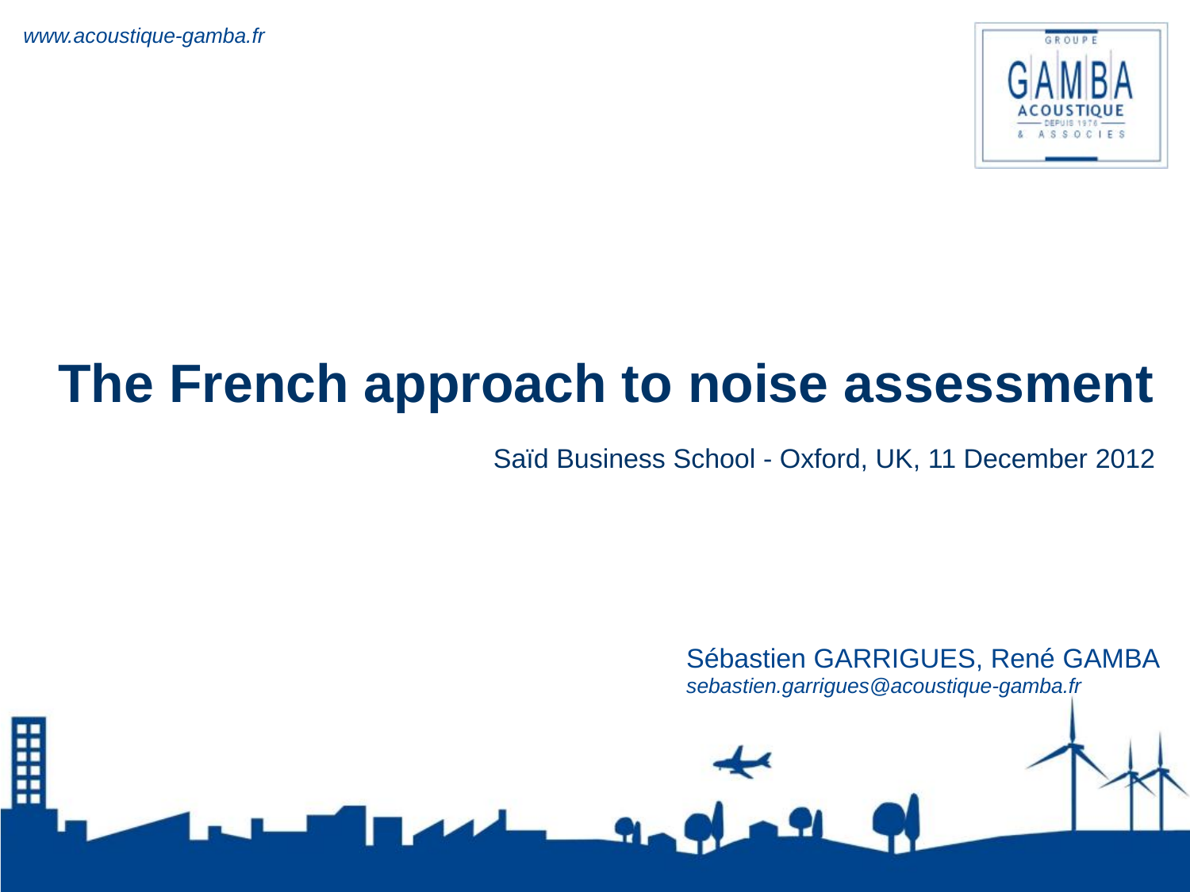*www.acoustique-gamba.fr*

# The French approach to noise assessment

Saïd Business School - Oxford, UK, 11 December 2012

Sébastien GARRIGUES, René GAMBA
*sebastien.garrigues@acoustique-gamba.fr*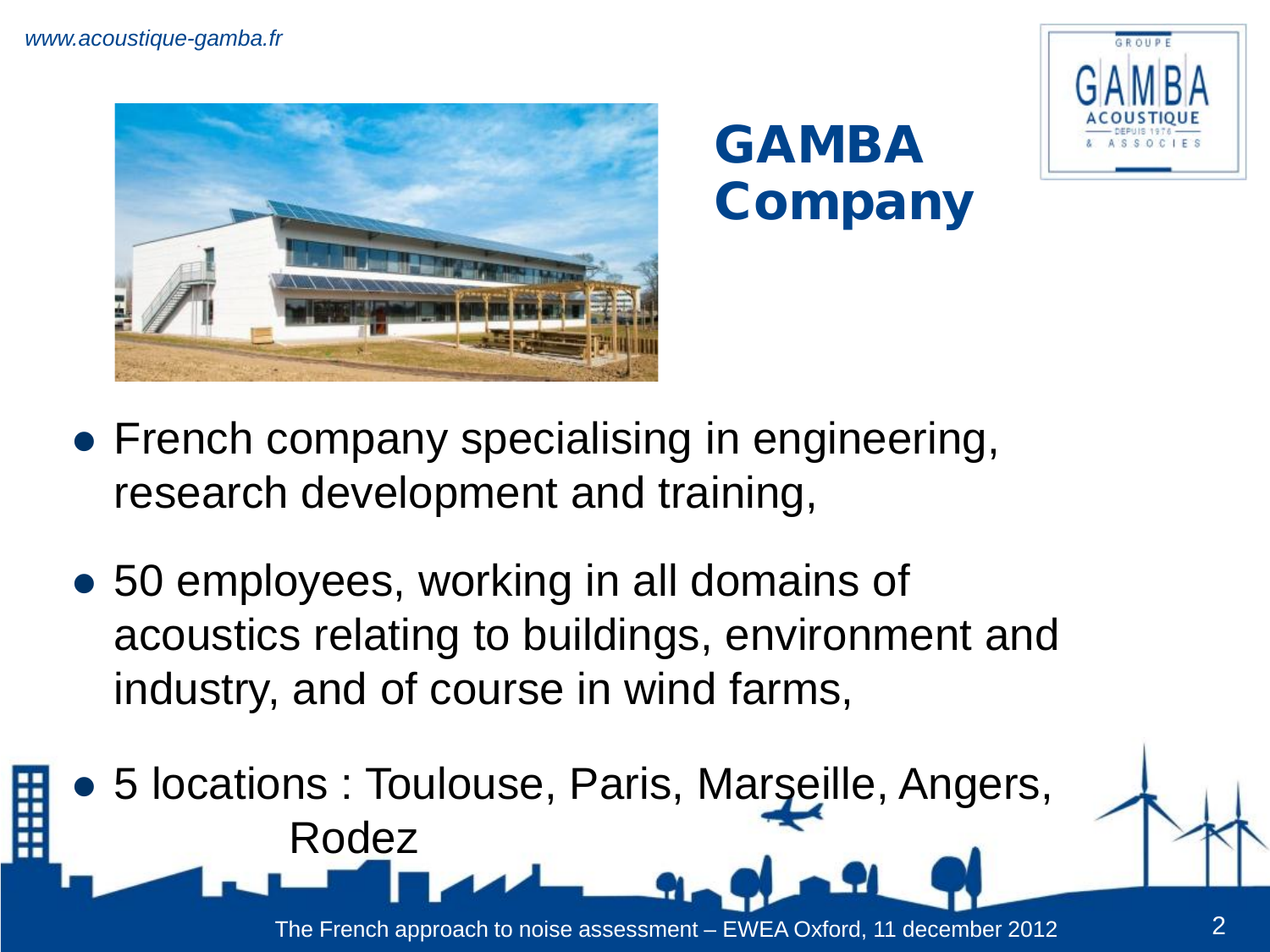# GAMBA Company

- French company specialising in engineering, research development and training,
- 50 employees, working in all domains of acoustics relating to buildings, environment and industry, and of course in wind farms,
- 5 locations : Toulouse, Paris, Marseille, Angers, Rodez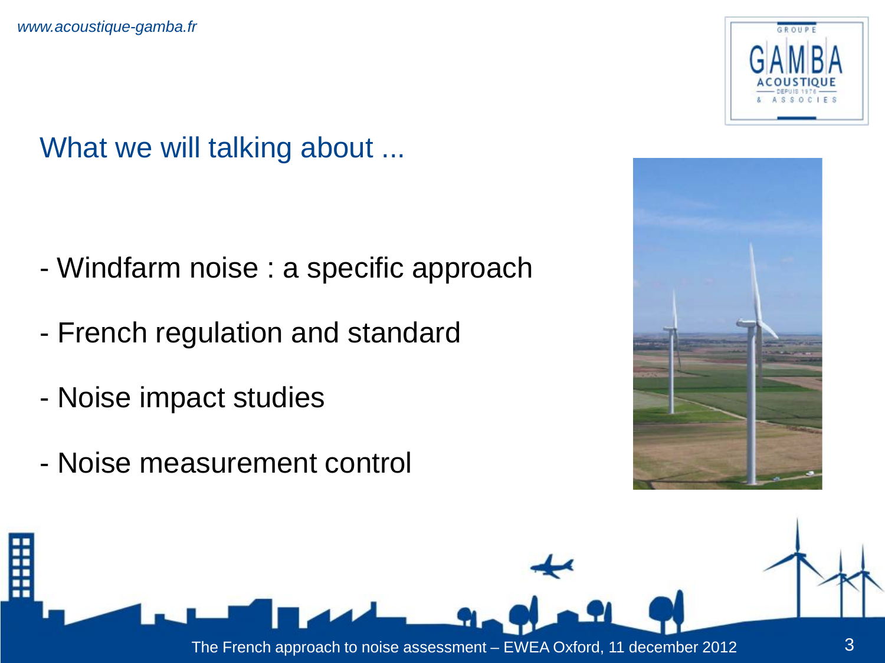## What we will talking about ...

- Windfarm noise : a specific approach
- French regulation and standard
- Noise impact studies
- Noise measurement control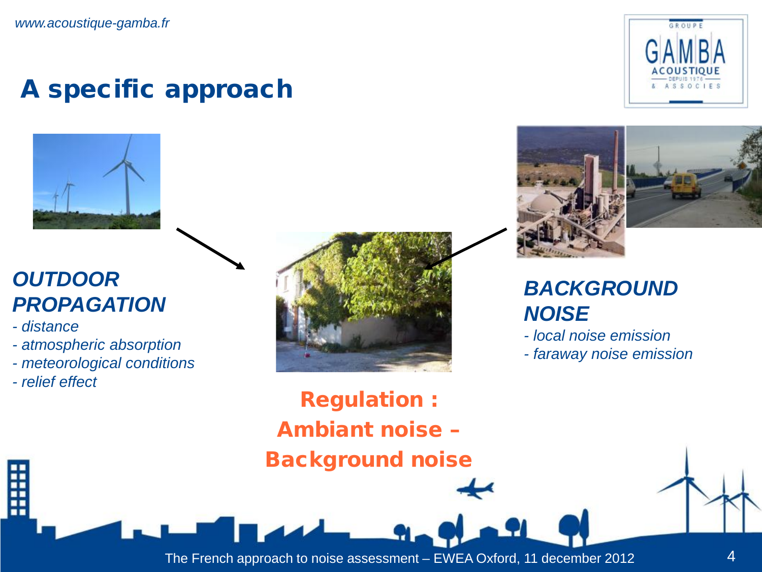# A specific approach

***OUTDOOR PROPAGATION***

- *distance*
- *atmospheric absorption*
- *meteorological conditions*
- *relief effect*

***BACKGROUND NOISE***

- *local noise emission*
- *faraway noise emission*

**Regulation : Ambiant noise – Background noise**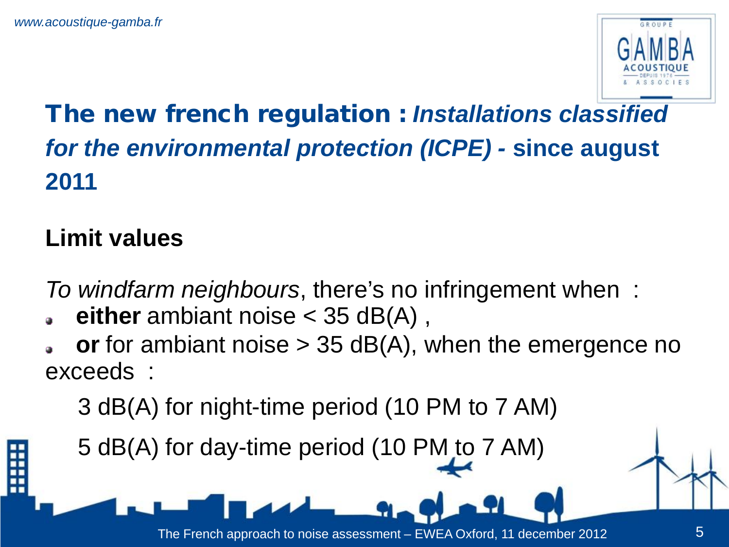# The new french regulation : *Installations classified for the environmental protection (ICPE)* - since august 2011

## Limit values

*To windfarm neighbours*, there's no infringement when :

- **either** ambiant noise < 35 dB(A) ,
- **or** for ambiant noise > 35 dB(A), when the emergence no exceeds :

  3 dB(A) for night-time period (10 PM to 7 AM)

  5 dB(A) for day-time period (10 PM to 7 AM)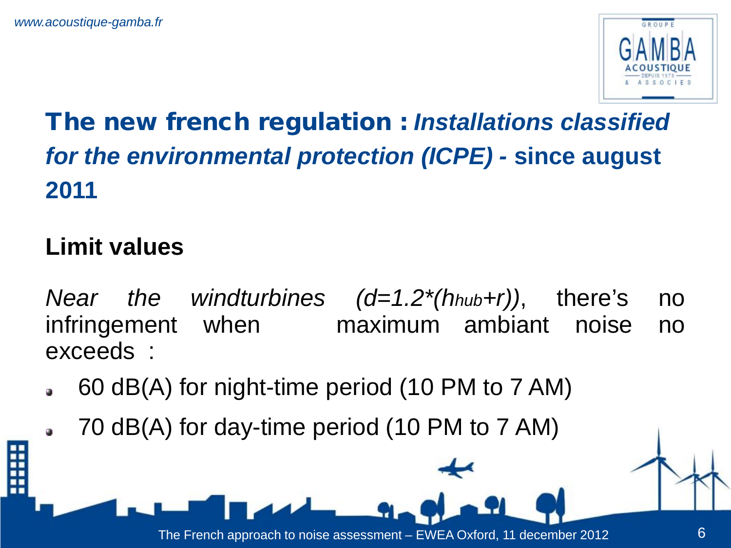# The new french regulation : *Installations classified for the environmental protection (ICPE)* - since august 2011

## Limit values

*Near the windturbines* $(d=1.2*(h_{hub}+r))$, there's no infringement when maximum ambiant noise no exceeds :

- 60 dB(A) for night-time period (10 PM to 7 AM)
- 70 dB(A) for day-time period (10 PM to 7 AM)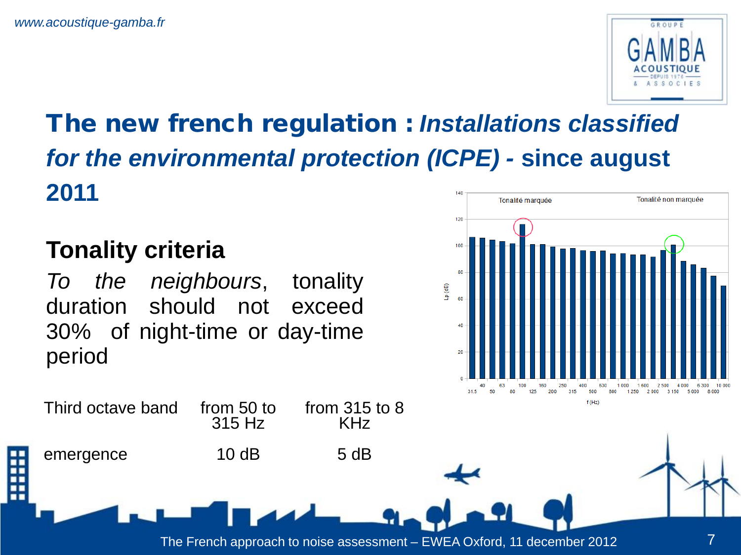## The new french regulation : *Installations classified for the environmental protection (ICPE)* - since august 2011

### Tonality criteria

*To the neighbours*, tonality duration should not exceed 30% of night-time or day-time period

| Third octave band | from 50 to 315 Hz | from 315 to 8 KHz |
|---|---|---|
| emergence | 10 dB | 5 dB |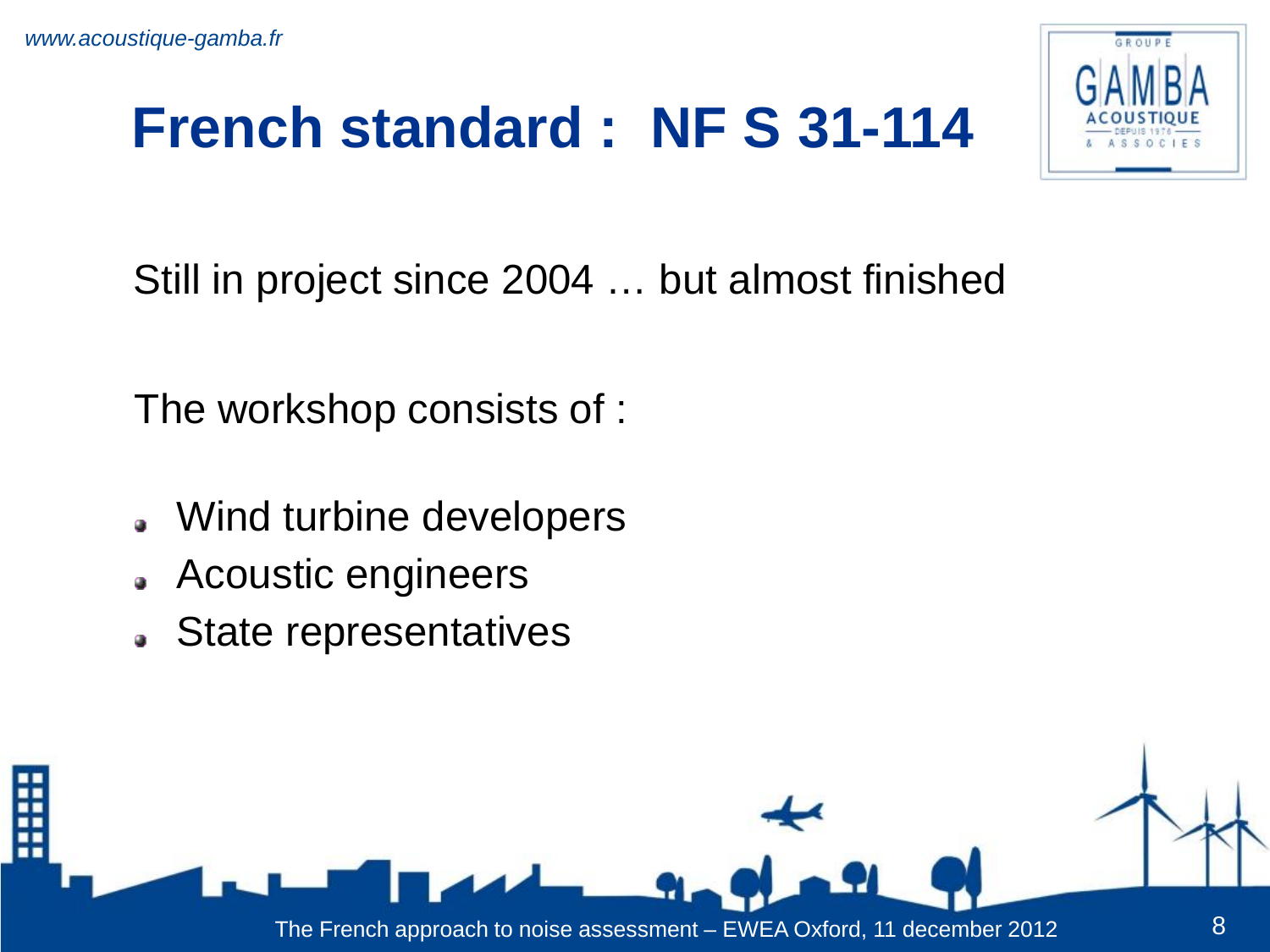# French standard : NF S 31-114

Still in project since 2004 … but almost finished

The workshop consists of :

- Wind turbine developers
- Acoustic engineers
- State representatives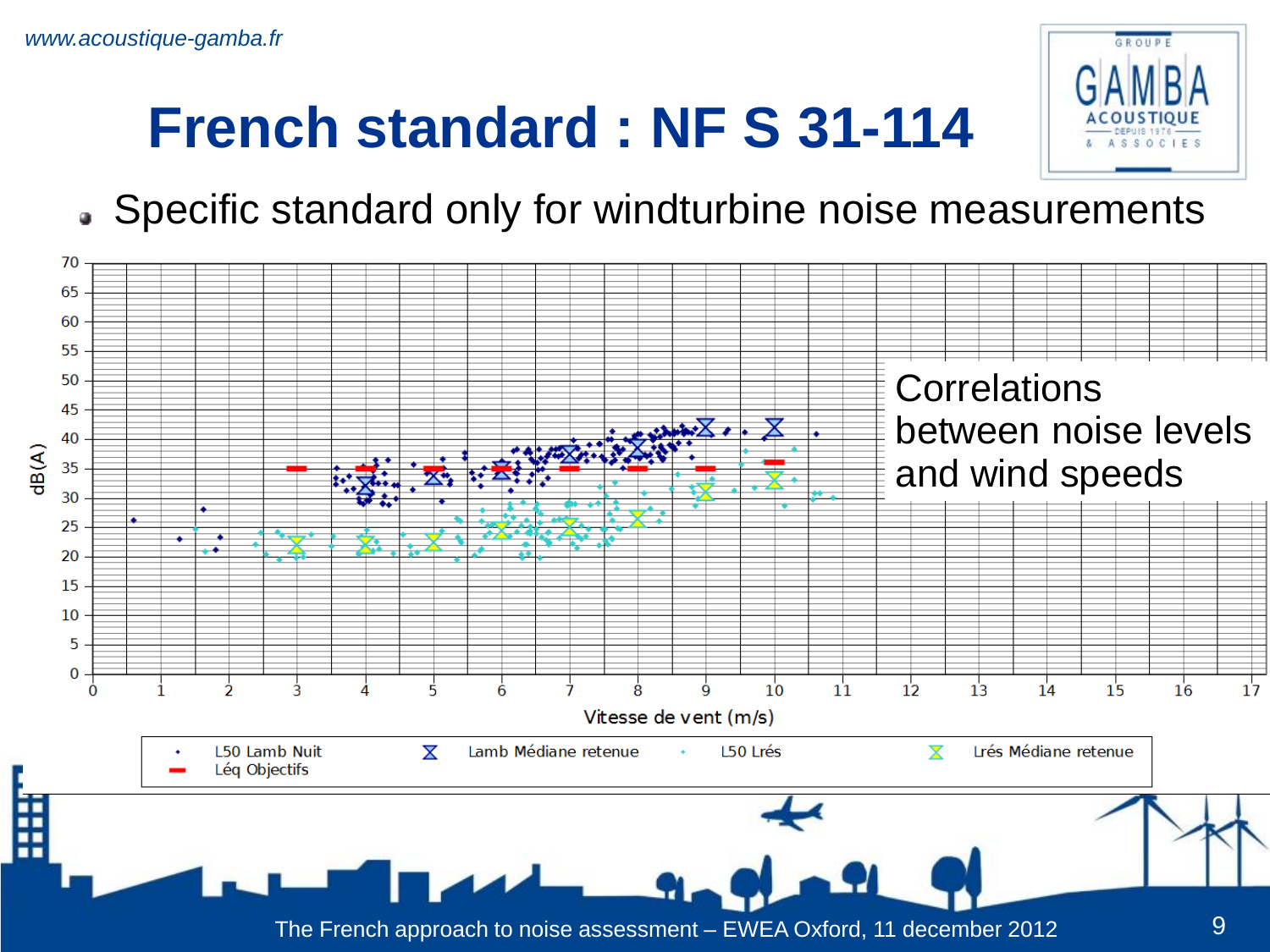# French standard : NF S 31-114

- Specific standard only for windturbine noise measurements

Correlations between noise levels and wind speeds

dB(A)

Vitesse de vent (m/s)

L50 Lamb Nuit | Lamb Médiane retenue | L50 Lrés | Lrés Médiane retenue | Léq Objectifs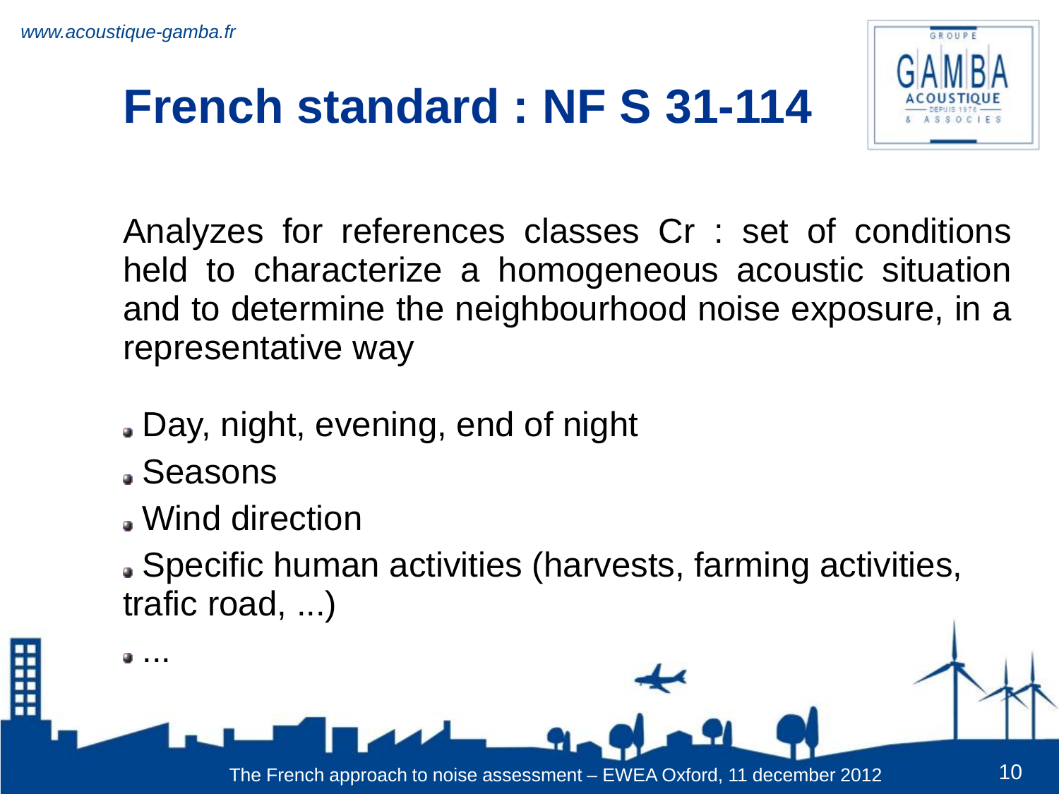# French standard : NF S 31-114

Analyzes for references classes Cr : set of conditions held to characterize a homogeneous acoustic situation and to determine the neighbourhood noise exposure, in a representative way

- Day, night, evening, end of night
- Seasons
- Wind direction
- Specific human activities (harvests, farming activities, trafic road, ...)
- ...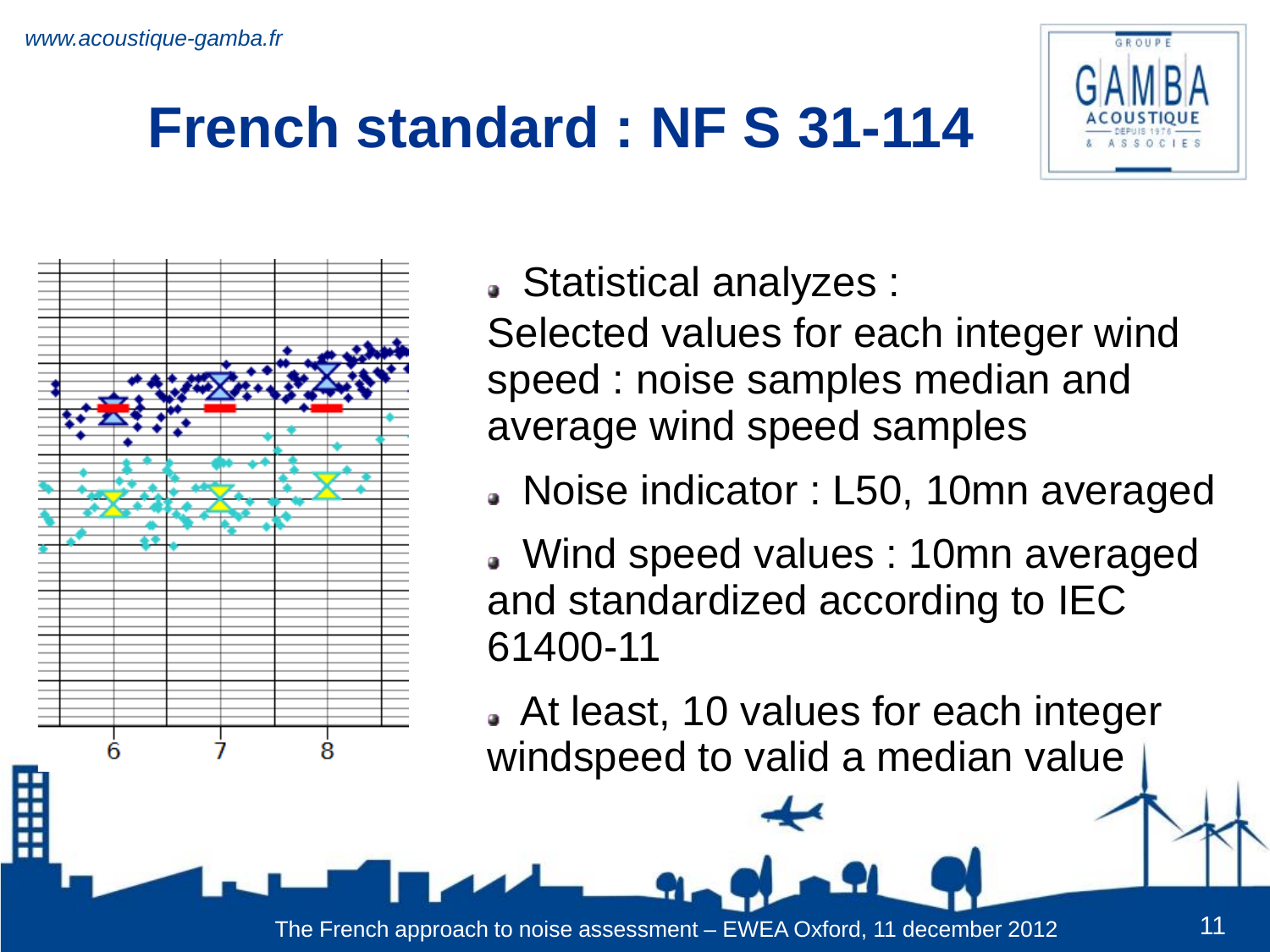# French standard : NF S 31-114

- Statistical analyzes :
Selected values for each integer wind speed : noise samples median and average wind speed samples
- Noise indicator : L50, 10mn averaged
- Wind speed values : 10mn averaged and standardized according to IEC 61400-11
- At least, 10 values for each integer windspeed to valid a median value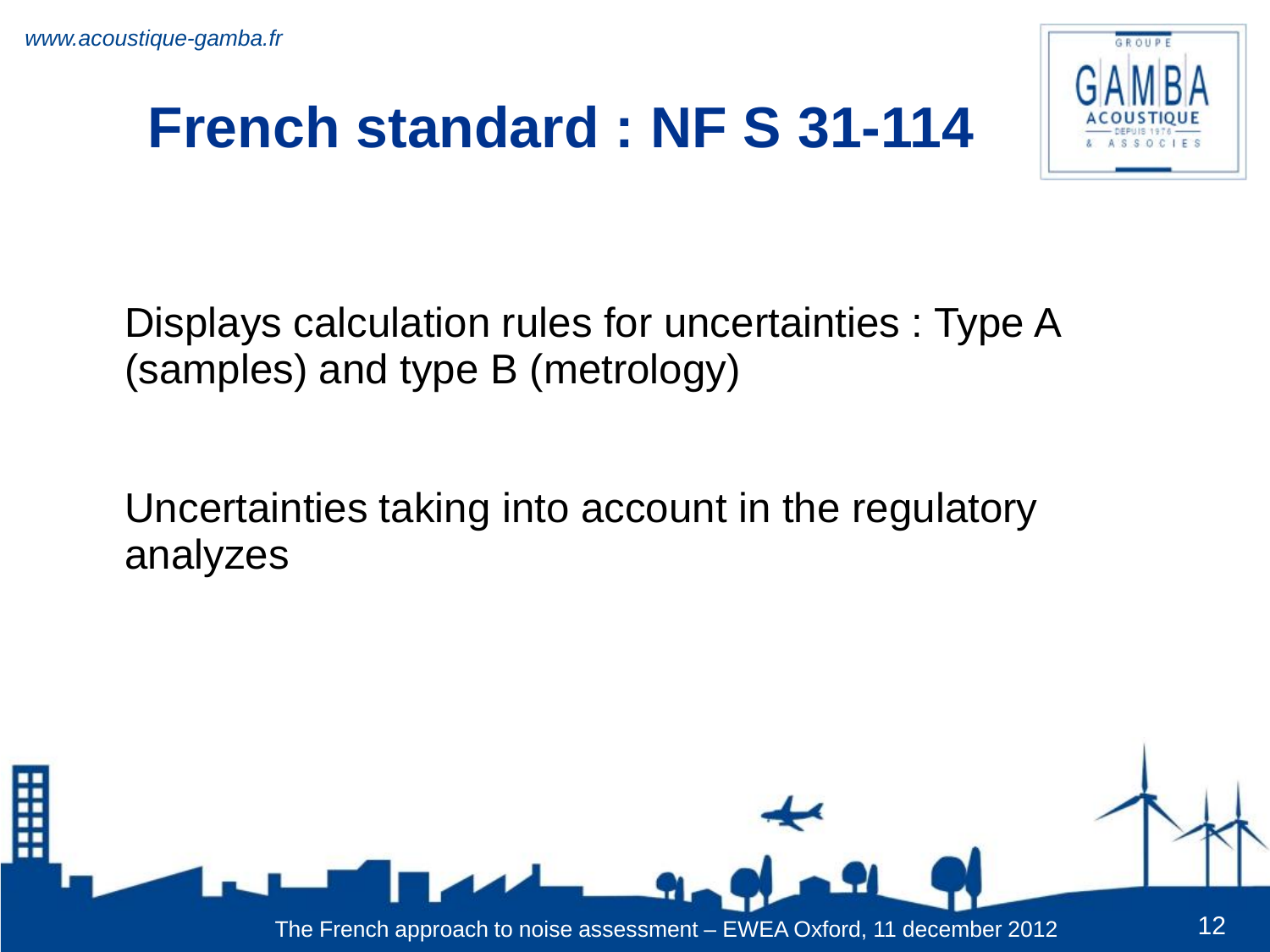# French standard : NF S 31-114

Displays calculation rules for uncertainties : Type A (samples) and type B (metrology)

Uncertainties taking into account in the regulatory analyzes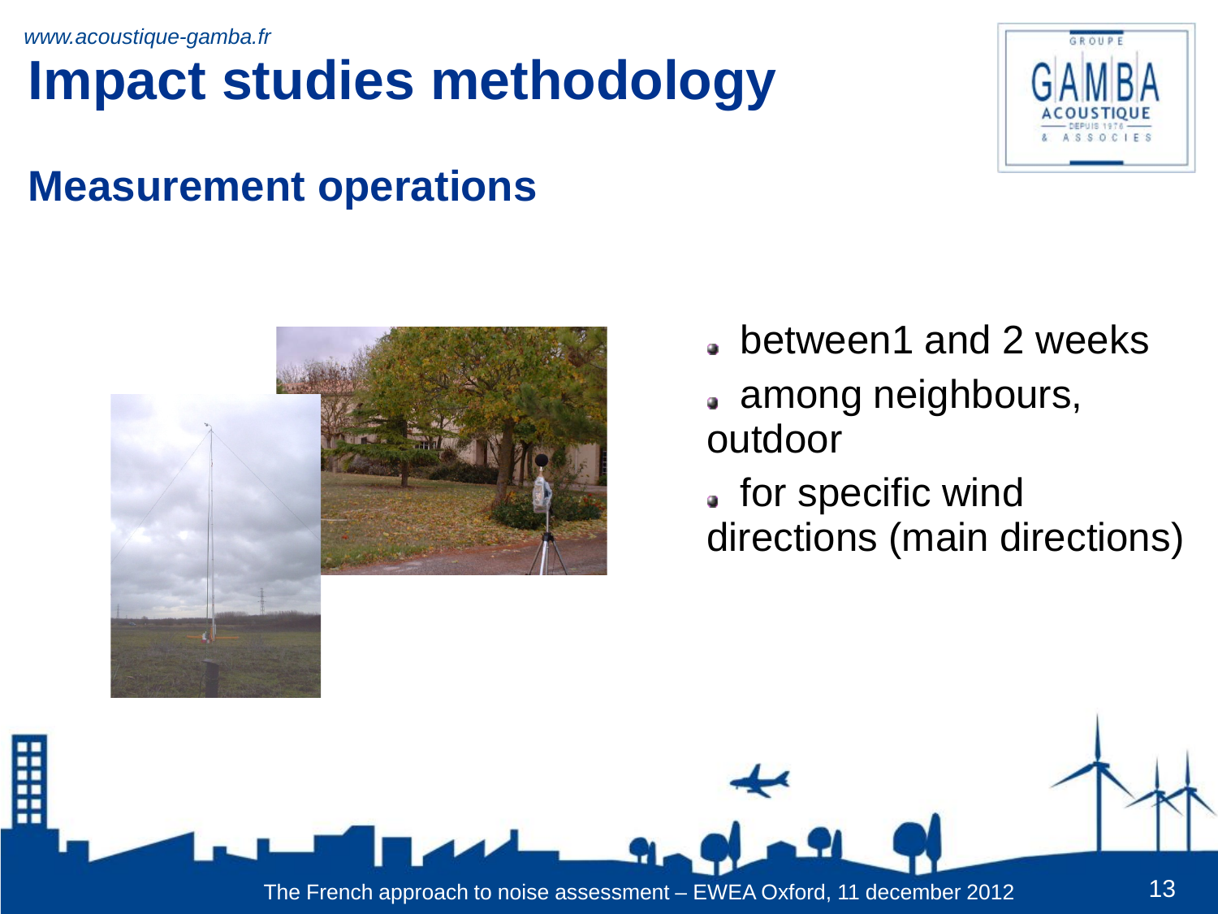# Impact studies methodology

## Measurement operations

- between1 and 2 weeks
- among neighbours, outdoor
- for specific wind directions (main directions)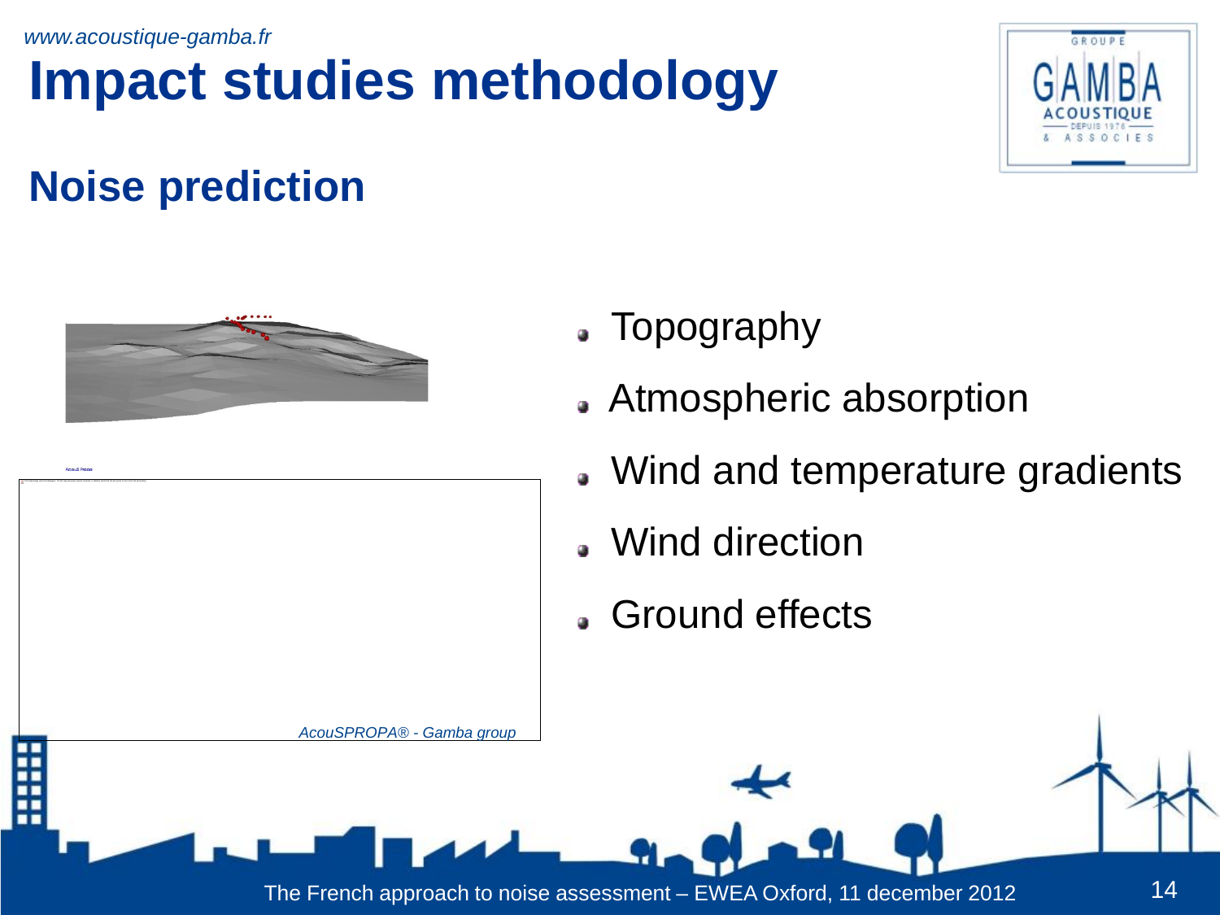# Impact studies methodology

## Noise prediction

- Topography
- Atmospheric absorption
- Wind and temperature gradients
- Wind direction
- Ground effects

*AcouSPROPA® - Gamba group*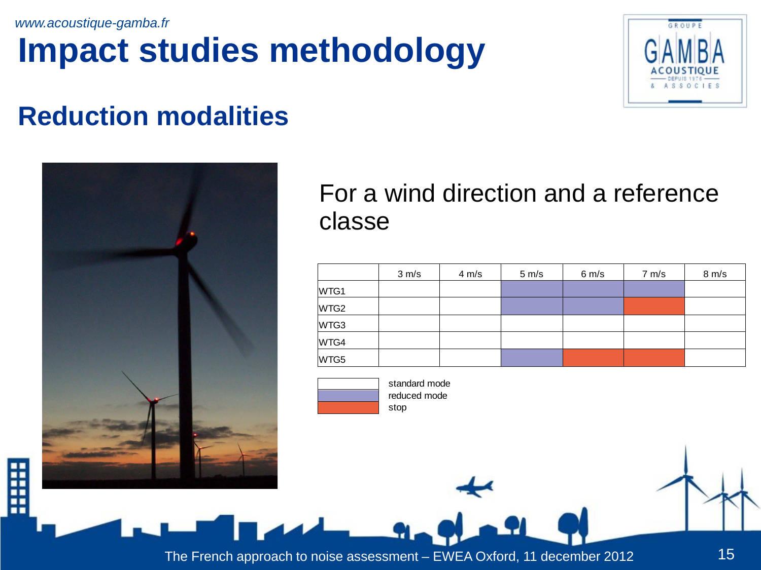# Impact studies methodology

## Reduction modalities

For a wind direction and a reference classe

| | 3 m/s | 4 m/s | 5 m/s | 6 m/s | 7 m/s | 8 m/s |
|---|---|---|---|---|---|---|
| WTG1 | | | reduced mode | reduced mode | reduced mode | |
| WTG2 | | | reduced mode | reduced mode | stop | |
| WTG3 | | | | | | |
| WTG4 | | | | | | |
| WTG5 | | | reduced mode | stop | stop | |

Legend:
- (blank) standard mode
- reduced mode
- stop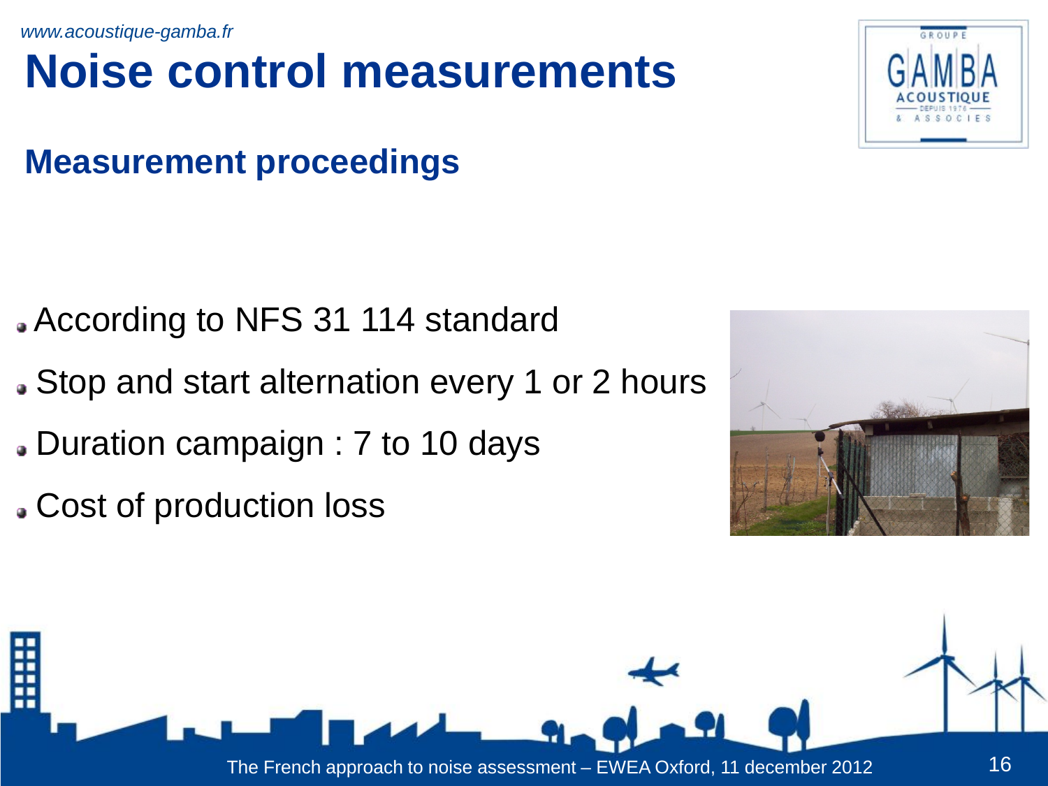# Noise control measurements

## Measurement proceedings

- According to NFS 31 114 standard
- Stop and start alternation every 1 or 2 hours
- Duration campaign : 7 to 10 days
- Cost of production loss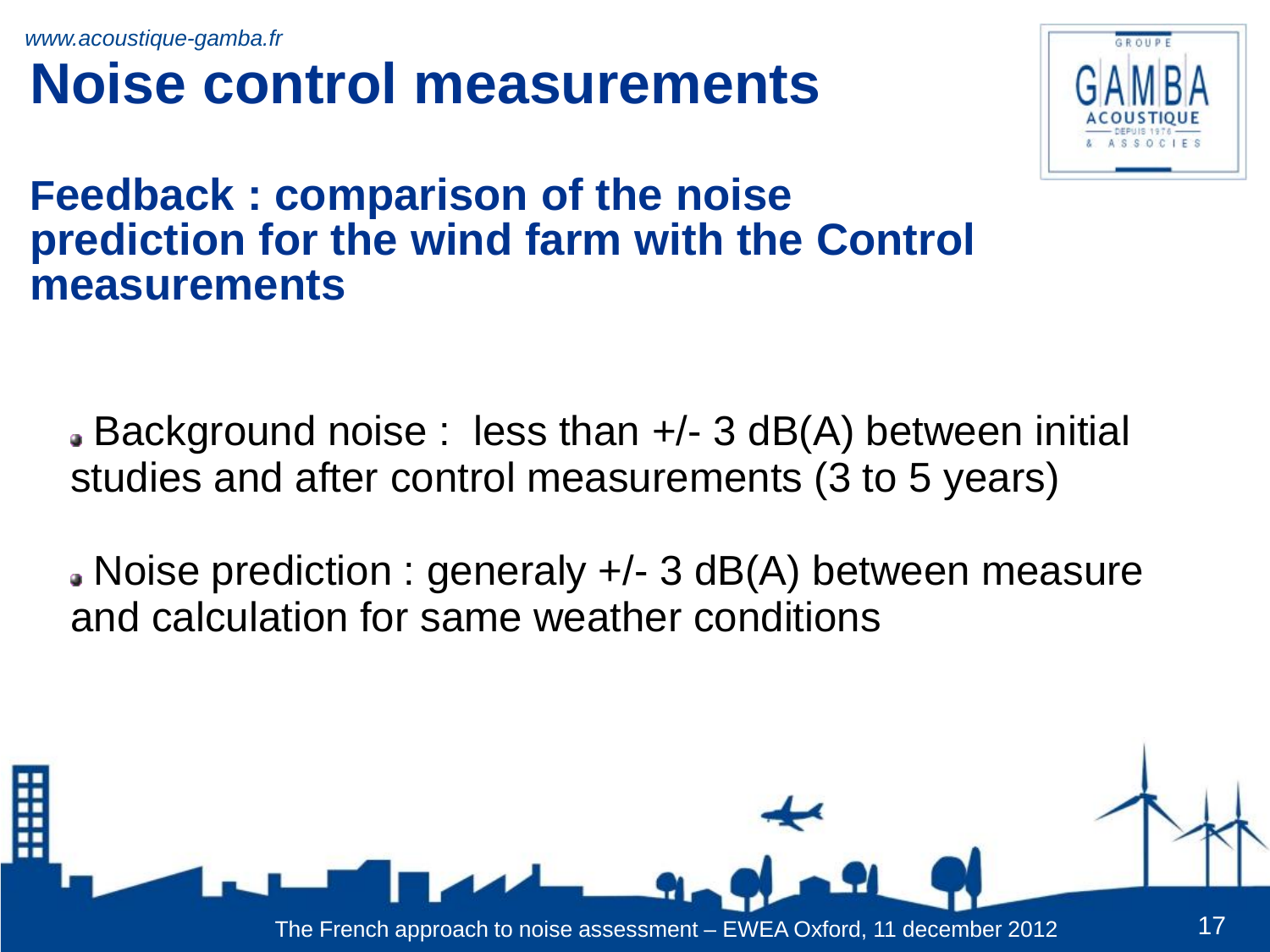# Noise control measurements

## Feedback : comparison of the noise prediction for the wind farm with the Control measurements

- Background noise : less than +/- 3 dB(A) between initial studies and after control measurements (3 to 5 years)
- Noise prediction : generaly +/- 3 dB(A) between measure and calculation for same weather conditions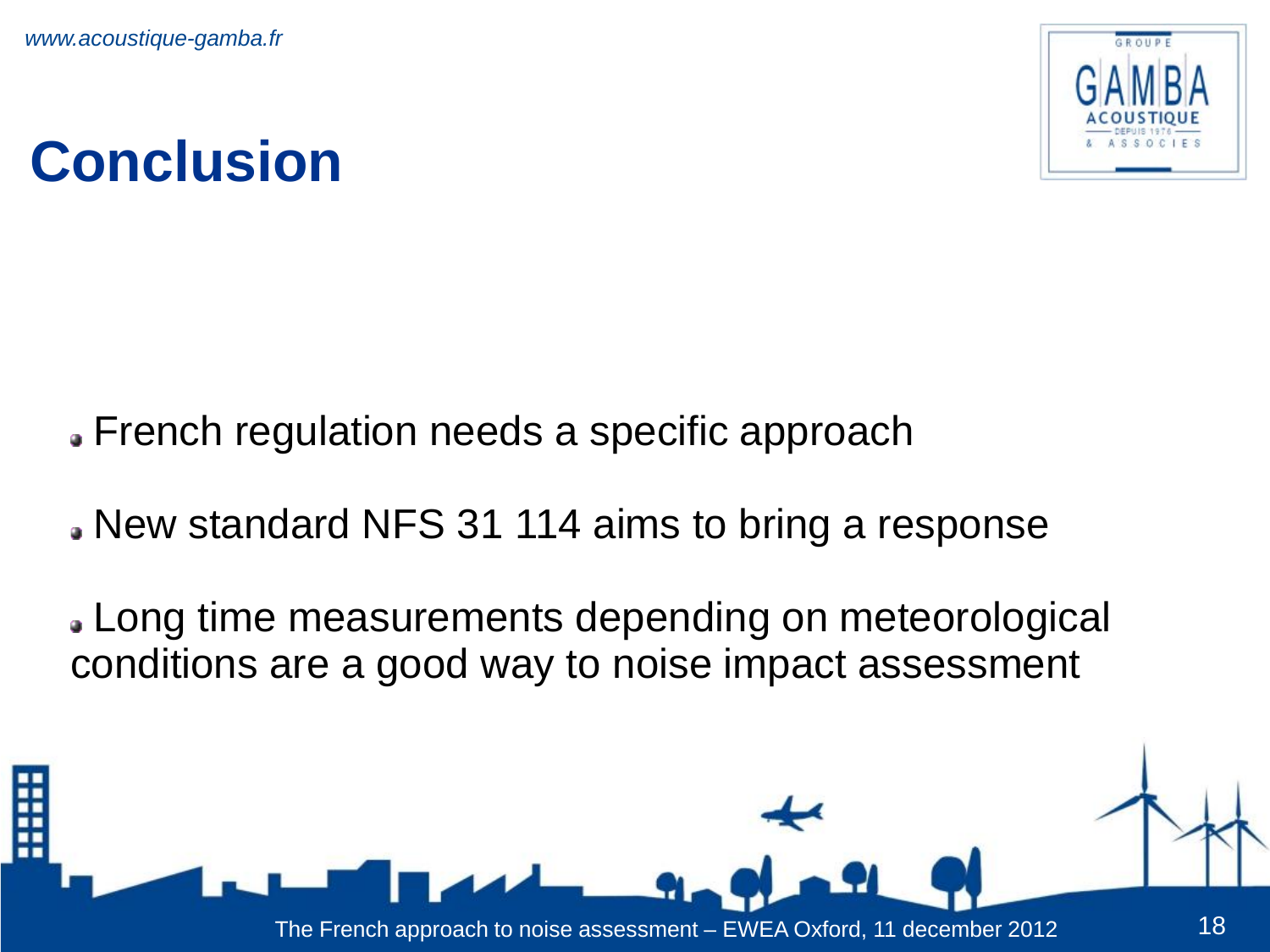# Conclusion

- French regulation needs a specific approach
- New standard NFS 31 114 aims to bring a response
- Long time measurements depending on meteorological conditions are a good way to noise impact assessment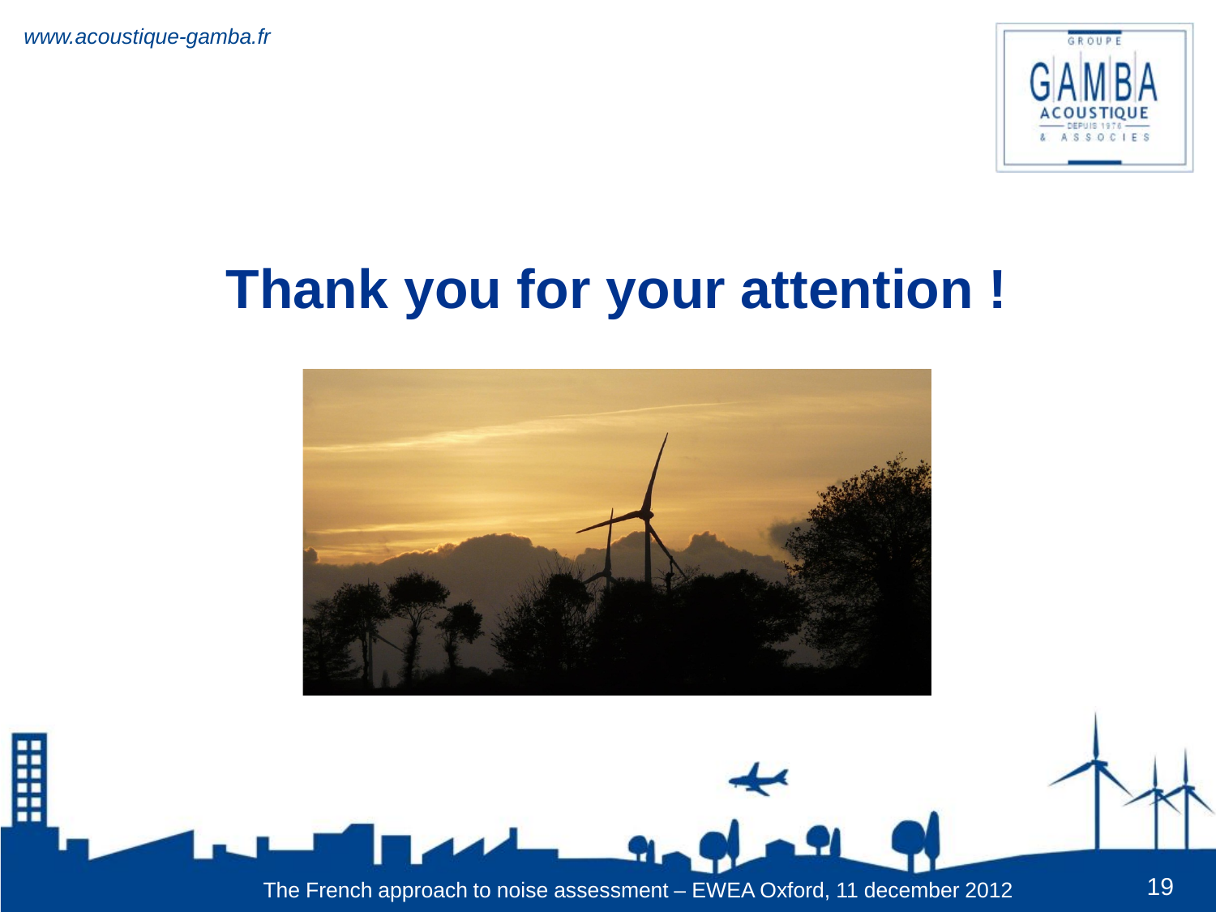# Thank you for your attention !